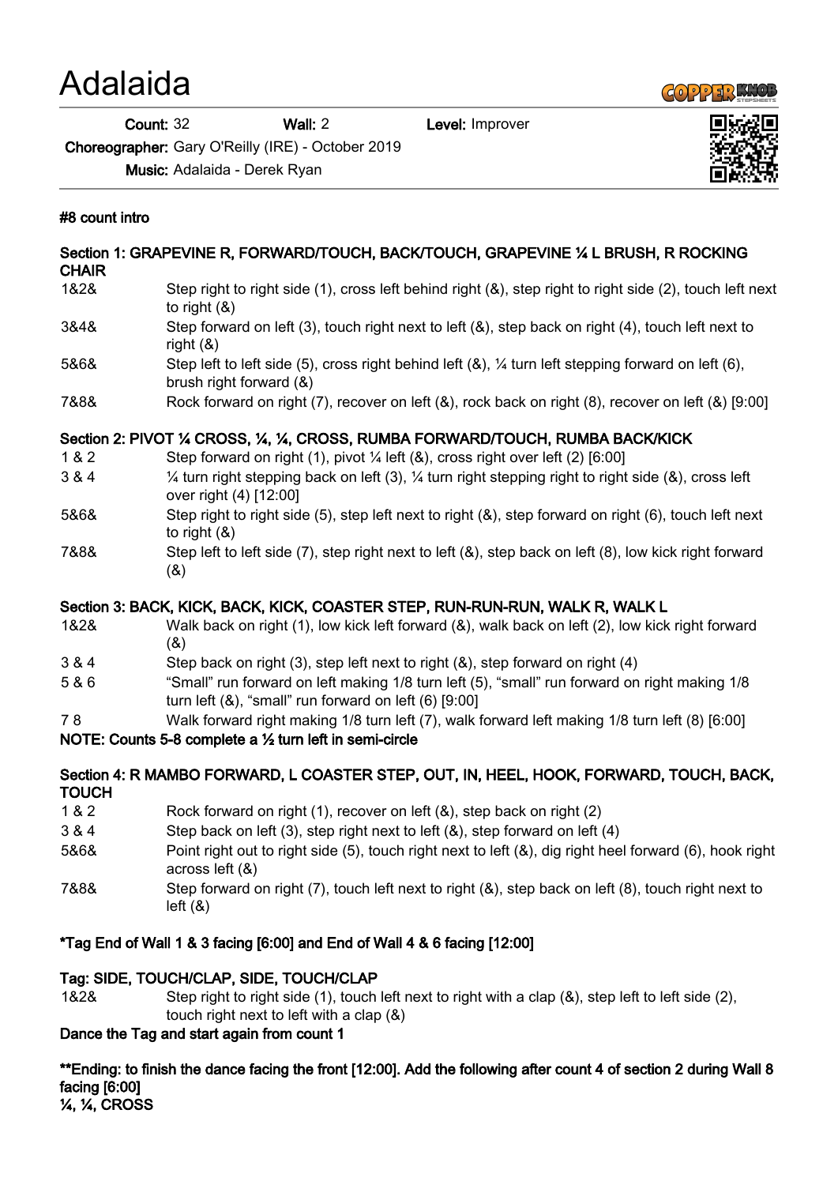# Adalaida

**Count:** 32 **Wall:** 2 **Level:** Improver

**Choreographer:** Gary O'Reilly (IRE) - October 2019

**Music:** Adalaida - Derek Ryan

**#8 count intro**

**Section 1: GRAPEVINE R, FORWARD/TOUCH, BACK/TOUCH, GRAPEVINE ¼ L BRUSH, R ROCKING CHAIR**

| | |
|---|---|
| 1&2& | Step right to right side (1), cross left behind right (&), step right to right side (2), touch left next to right (&) |
| 3&4& | Step forward on left (3), touch right next to left (&), step back on right (4), touch left next to right (&) |
| 5&6& | Step left to left side (5), cross right behind left (&), ¼ turn left stepping forward on left (6), brush right forward (&) |
| 7&8& | Rock forward on right (7), recover on left (&), rock back on right (8), recover on left (&) [9:00] |

**Section 2: PIVOT ¼ CROSS, ¼, ¼, CROSS, RUMBA FORWARD/TOUCH, RUMBA BACK/KICK**

| | |
|---|---|
| 1 & 2 | Step forward on right (1), pivot ¼ left (&), cross right over left (2) [6:00] |
| 3 & 4 | ¼ turn right stepping back on left (3), ¼ turn right stepping right to right side (&), cross left over right (4) [12:00] |
| 5&6& | Step right to right side (5), step left next to right (&), step forward on right (6), touch left next to right (&) |
| 7&8& | Step left to left side (7), step right next to left (&), step back on left (8), low kick right forward (&) |

**Section 3: BACK, KICK, BACK, KICK, COASTER STEP, RUN-RUN-RUN, WALK R, WALK L**

| | |
|---|---|
| 1&2& | Walk back on right (1), low kick left forward (&), walk back on left (2), low kick right forward (&) |
| 3 & 4 | Step back on right (3), step left next to right (&), step forward on right (4) |
| 5 & 6 | "Small" run forward on left making 1/8 turn left (5), "small" run forward on right making 1/8 turn left (&), "small" run forward on left (6) [9:00] |
| 7 8 | Walk forward right making 1/8 turn left (7), walk forward left making 1/8 turn left (8) [6:00] |

**NOTE: Counts 5-8 complete a ½ turn left in semi-circle**

**Section 4: R MAMBO FORWARD, L COASTER STEP, OUT, IN, HEEL, HOOK, FORWARD, TOUCH, BACK, TOUCH**

| | |
|---|---|
| 1 & 2 | Rock forward on right (1), recover on left (&), step back on right (2) |
| 3 & 4 | Step back on left (3), step right next to left (&), step forward on left (4) |
| 5&6& | Point right out to right side (5), touch right next to left (&), dig right heel forward (6), hook right across left (&) |
| 7&8& | Step forward on right (7), touch left next to right (&), step back on left (8), touch right next to left (&) |

**\*Tag End of Wall 1 & 3 facing [6:00] and End of Wall 4 & 6 facing [12:00]**

**Tag: SIDE, TOUCH/CLAP, SIDE, TOUCH/CLAP**

| | |
|---|---|
| 1&2& | Step right to right side (1), touch left next to right with a clap (&), step left to left side (2), touch right next to left with a clap (&) |

**Dance the Tag and start again from count 1**

**\*\*Ending: to finish the dance facing the front [12:00]. Add the following after count 4 of section 2 during Wall 8 facing [6:00]**
**¼, ¼, CROSS**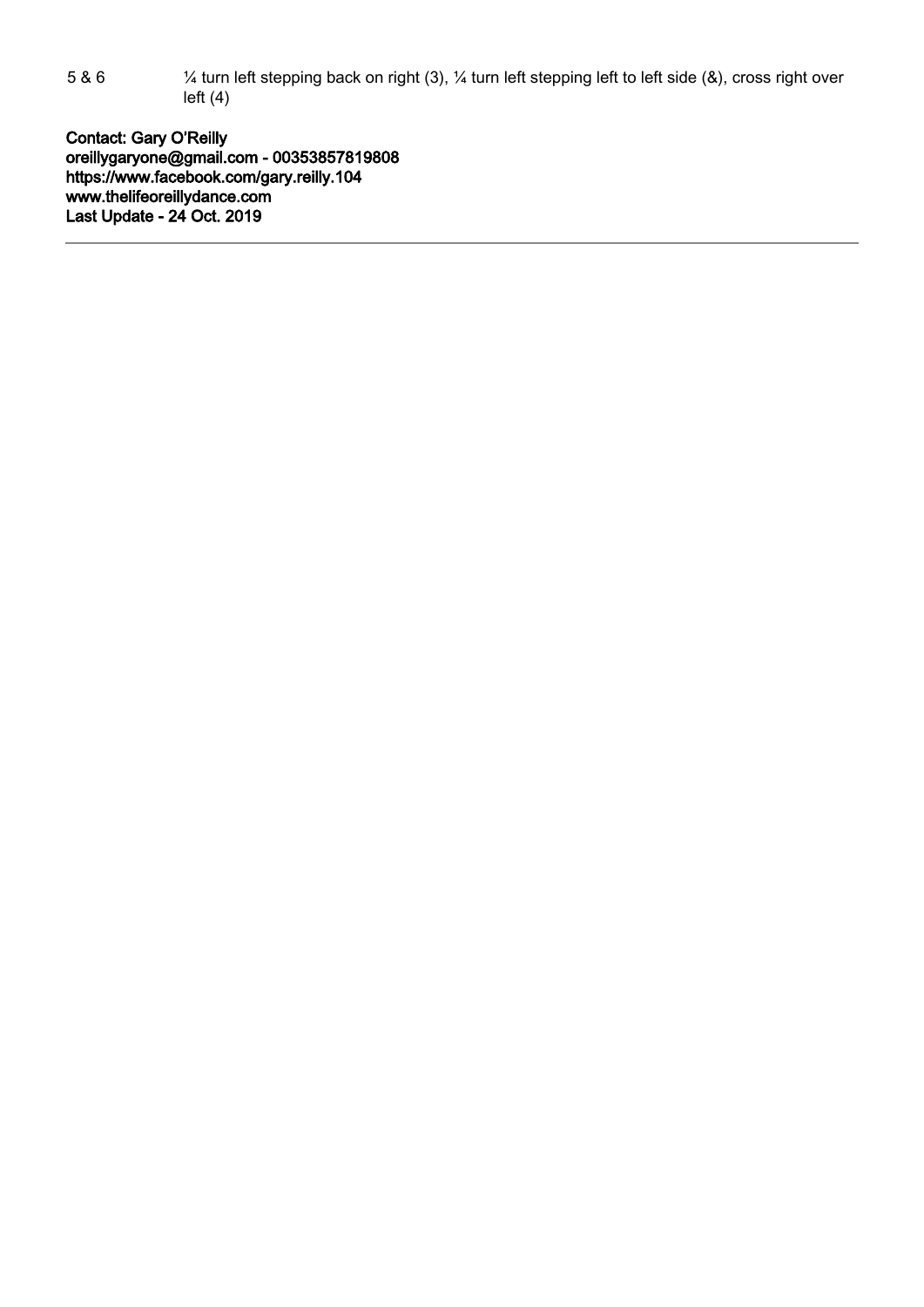5 & 6	¼ turn left stepping back on right (3), ¼ turn left stepping left to left side (&), cross right over left (4)

**Contact: Gary O'Reilly**
**oreillygaryone@gmail.com - 00353857819808**
**https://www.facebook.com/gary.reilly.104**
**www.thelifeoreillydance.com**
**Last Update - 24 Oct. 2019**

---